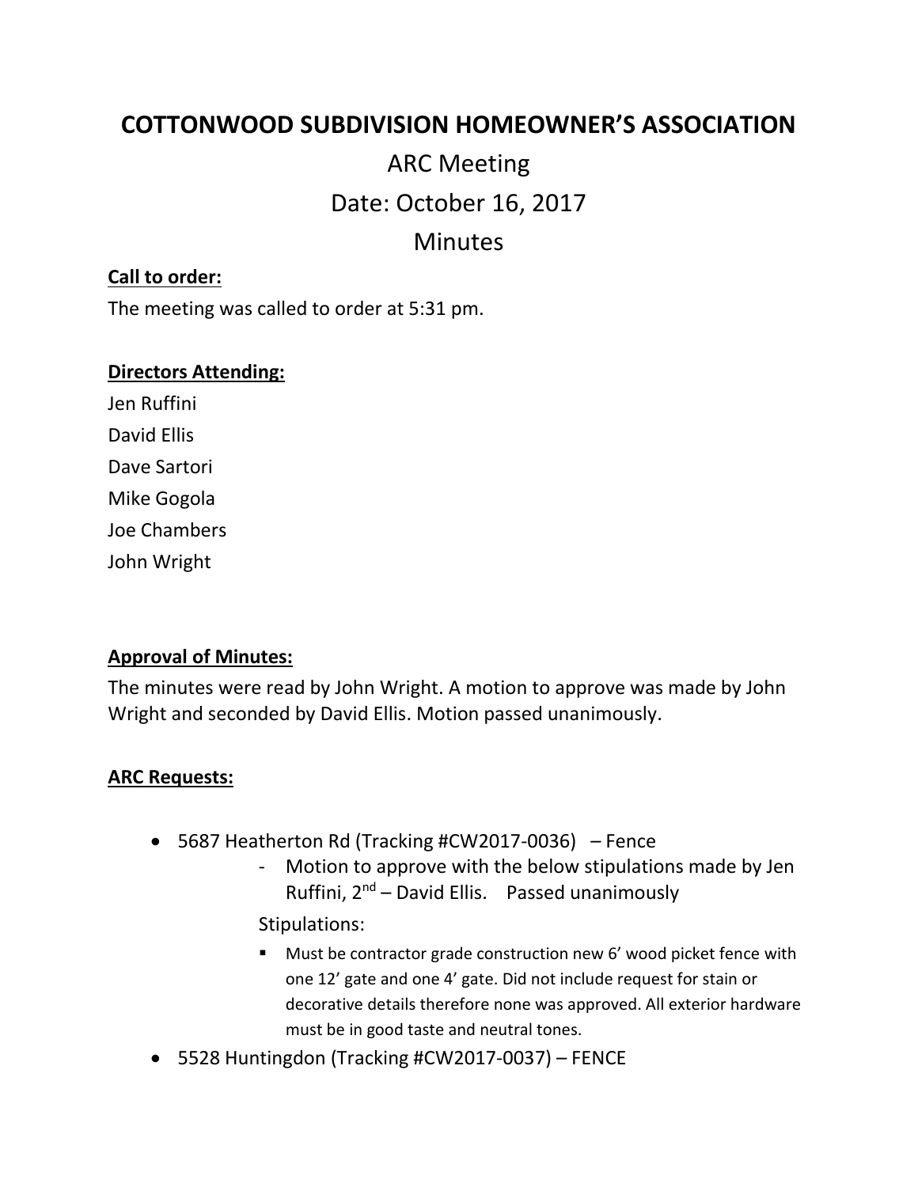# COTTONWOOD SUBDIVISION HOMEOWNER'S ASSOCIATION

## ARC Meeting

## Date: October 16, 2017

## Minutes

**Call to order:**

The meeting was called to order at 5:31 pm.

**Directors Attending:**

Jen Ruffini
David Ellis
Dave Sartori
Mike Gogola
Joe Chambers
John Wright

**Approval of Minutes:**

The minutes were read by John Wright. A motion to approve was made by John Wright and seconded by David Ellis. Motion passed unanimously.

**ARC Requests:**

- 5687 Heatherton Rd (Tracking #CW2017-0036) – Fence
  - Motion to approve with the below stipulations made by Jen Ruffini, 2nd – David Ellis. Passed unanimously

  Stipulations:
  - Must be contractor grade construction new 6' wood picket fence with one 12' gate and one 4' gate. Did not include request for stain or decorative details therefore none was approved. All exterior hardware must be in good taste and neutral tones.
- 5528 Huntingdon (Tracking #CW2017-0037) – FENCE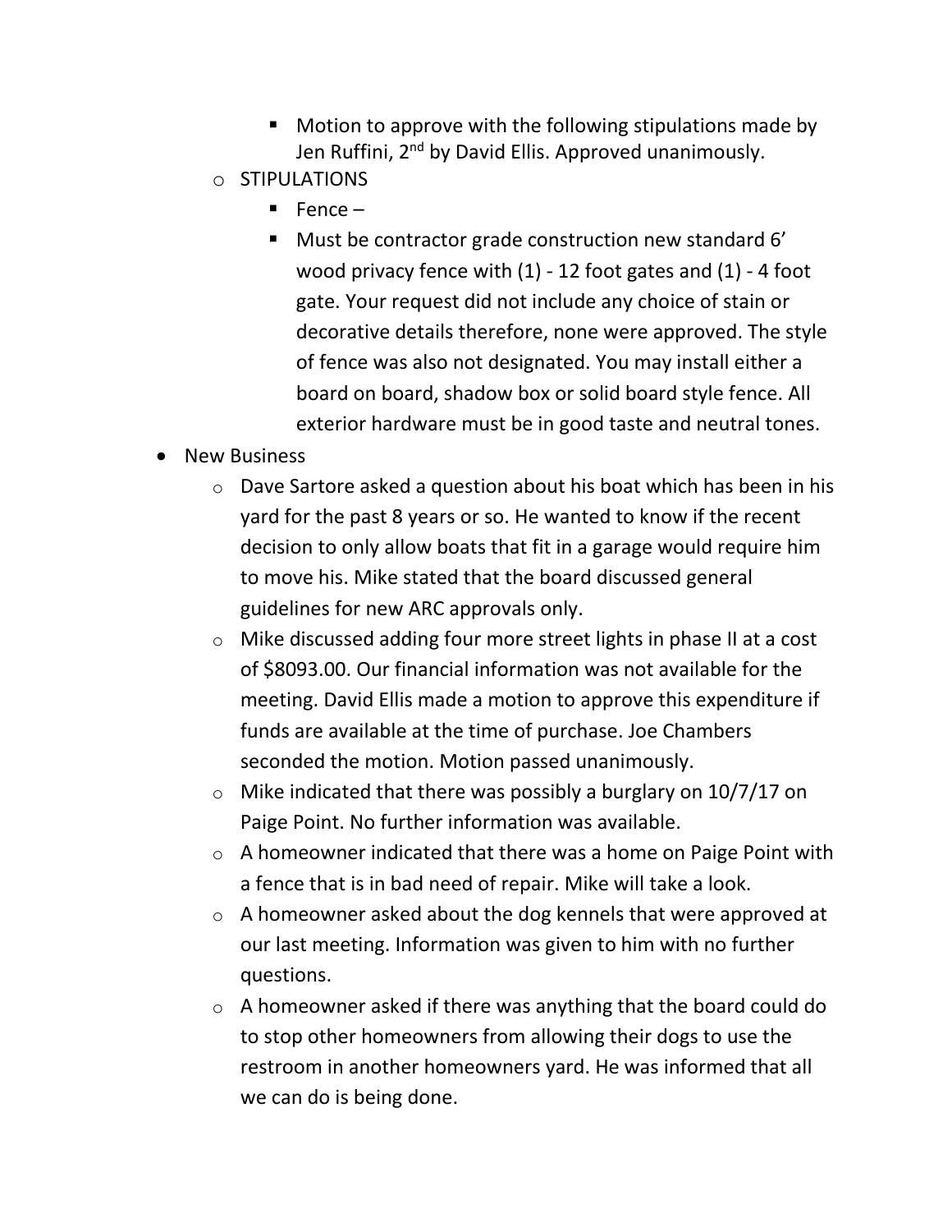- Motion to approve with the following stipulations made by Jen Ruffini, 2nd by David Ellis. Approved unanimously.
  - STIPULATIONS
    - Fence –
    - Must be contractor grade construction new standard 6' wood privacy fence with (1) - 12 foot gates and (1) - 4 foot gate. Your request did not include any choice of stain or decorative details therefore, none were approved. The style of fence was also not designated. You may install either a board on board, shadow box or solid board style fence. All exterior hardware must be in good taste and neutral tones.
- New Business
  - Dave Sartore asked a question about his boat which has been in his yard for the past 8 years or so. He wanted to know if the recent decision to only allow boats that fit in a garage would require him to move his. Mike stated that the board discussed general guidelines for new ARC approvals only.
  - Mike discussed adding four more street lights in phase II at a cost of $8093.00. Our financial information was not available for the meeting. David Ellis made a motion to approve this expenditure if funds are available at the time of purchase. Joe Chambers seconded the motion. Motion passed unanimously.
  - Mike indicated that there was possibly a burglary on 10/7/17 on Paige Point. No further information was available.
  - A homeowner indicated that there was a home on Paige Point with a fence that is in bad need of repair. Mike will take a look.
  - A homeowner asked about the dog kennels that were approved at our last meeting. Information was given to him with no further questions.
  - A homeowner asked if there was anything that the board could do to stop other homeowners from allowing their dogs to use the restroom in another homeowners yard. He was informed that all we can do is being done.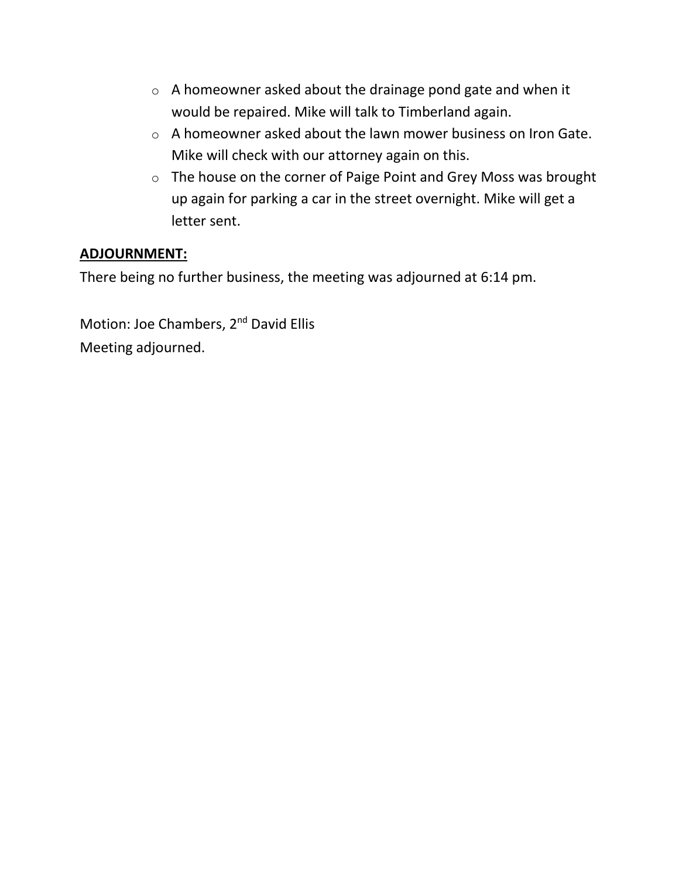- A homeowner asked about the drainage pond gate and when it would be repaired. Mike will talk to Timberland again.
- A homeowner asked about the lawn mower business on Iron Gate. Mike will check with our attorney again on this.
- The house on the corner of Paige Point and Grey Moss was brought up again for parking a car in the street overnight. Mike will get a letter sent.

**ADJOURNMENT:**

There being no further business, the meeting was adjourned at 6:14 pm.

Motion: Joe Chambers, 2nd David Ellis
Meeting adjourned.